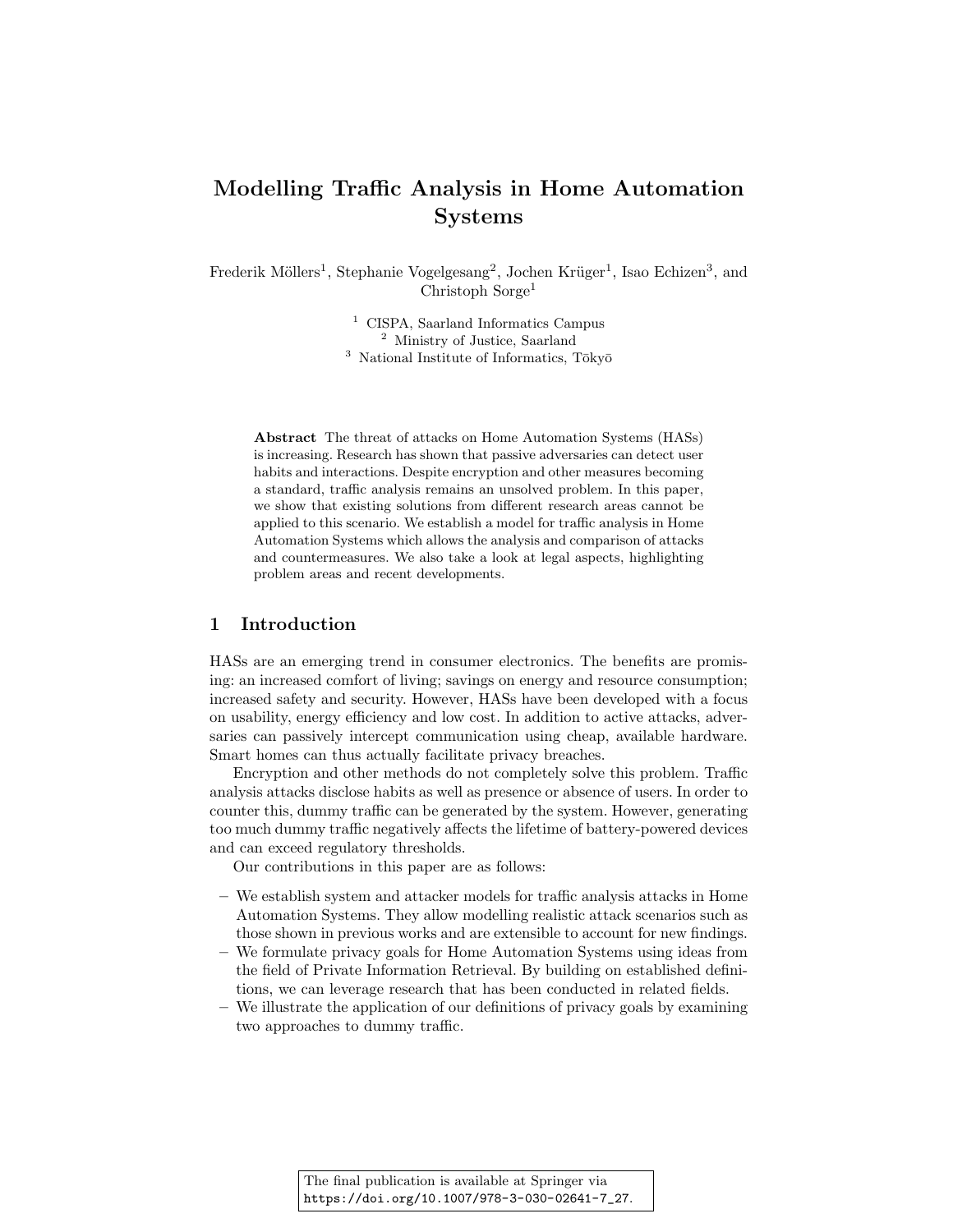# Modelling Traffic Analysis in Home Automation Systems

Frederik Möllers[1], Stephanie Vogelgesang[2], Jochen Krüger[1], Isao Echizen[3], and Christoph Sorge[1]

[1] CISPA, Saarland Informatics Campus
[2] Ministry of Justice, Saarland
[3] National Institute of Informatics, Tōkyō

**Abstract** The threat of attacks on Home Automation Systems (HASs) is increasing. Research has shown that passive adversaries can detect user habits and interactions. Despite encryption and other measures becoming a standard, traffic analysis remains an unsolved problem. In this paper, we show that existing solutions from different research areas cannot be applied to this scenario. We establish a model for traffic analysis in Home Automation Systems which allows the analysis and comparison of attacks and countermeasures. We also take a look at legal aspects, highlighting problem areas and recent developments.

## 1 Introduction

HASs are an emerging trend in consumer electronics. The benefits are promising: an increased comfort of living; savings on energy and resource consumption; increased safety and security. However, HASs have been developed with a focus on usability, energy efficiency and low cost. In addition to active attacks, adversaries can passively intercept communication using cheap, available hardware. Smart homes can thus actually facilitate privacy breaches.

Encryption and other methods do not completely solve this problem. Traffic analysis attacks disclose habits as well as presence or absence of users. In order to counter this, dummy traffic can be generated by the system. However, generating too much dummy traffic negatively affects the lifetime of battery-powered devices and can exceed regulatory thresholds.

Our contributions in this paper are as follows:

- We establish system and attacker models for traffic analysis attacks in Home Automation Systems. They allow modelling realistic attack scenarios such as those shown in previous works and are extensible to account for new findings.
- We formulate privacy goals for Home Automation Systems using ideas from the field of Private Information Retrieval. By building on established definitions, we can leverage research that has been conducted in related fields.
- We illustrate the application of our definitions of privacy goals by examining two approaches to dummy traffic.

The final publication is available at Springer via https://doi.org/10.1007/978-3-030-02641-7_27.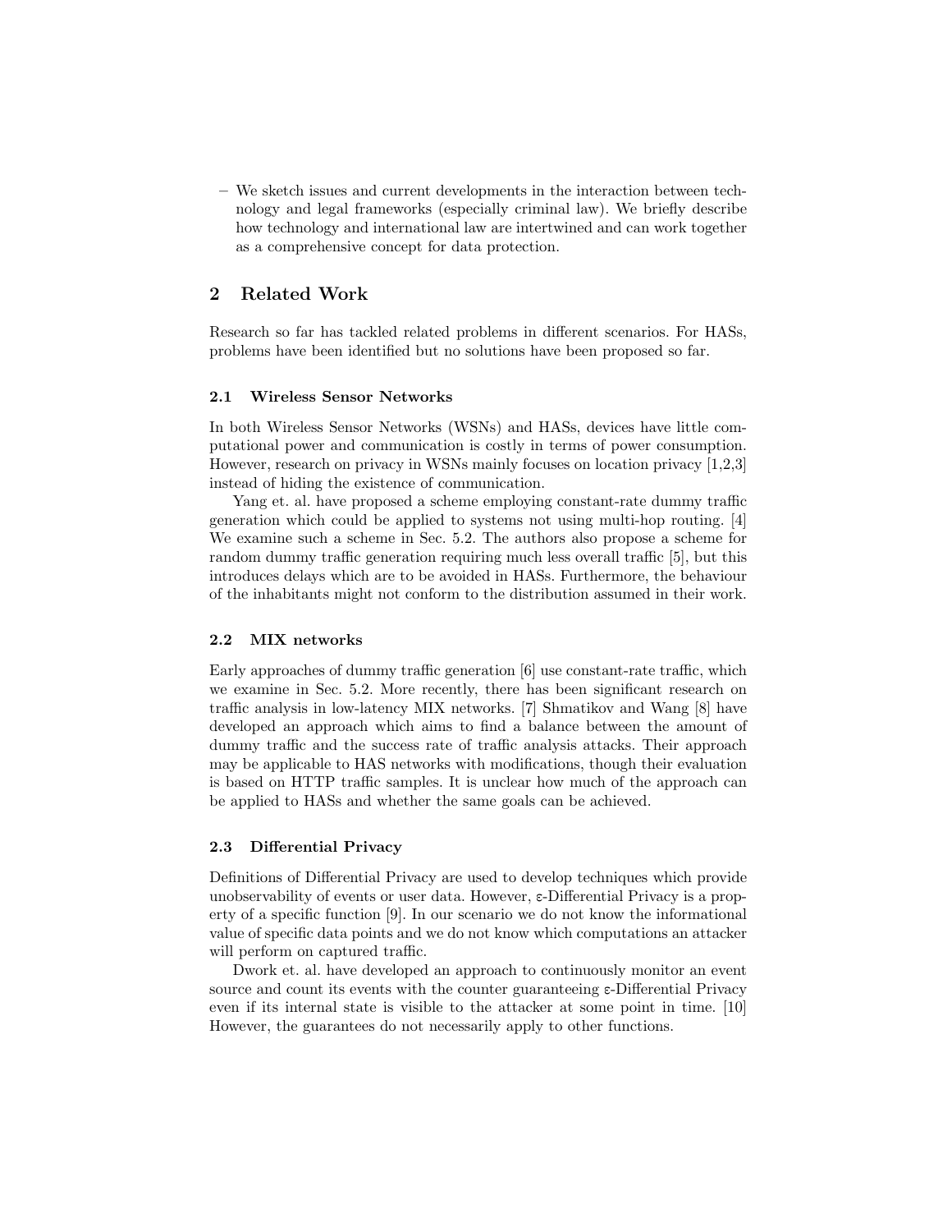– We sketch issues and current developments in the interaction between technology and legal frameworks (especially criminal law). We briefly describe how technology and international law are intertwined and can work together as a comprehensive concept for data protection.

## 2 Related Work

Research so far has tackled related problems in different scenarios. For HASs, problems have been identified but no solutions have been proposed so far.

### 2.1 Wireless Sensor Networks

In both Wireless Sensor Networks (WSNs) and HASs, devices have little computational power and communication is costly in terms of power consumption. However, research on privacy in WSNs mainly focuses on location privacy [1,2,3] instead of hiding the existence of communication.

Yang et. al. have proposed a scheme employing constant-rate dummy traffic generation which could be applied to systems not using multi-hop routing. [4] We examine such a scheme in Sec. 5.2. The authors also propose a scheme for random dummy traffic generation requiring much less overall traffic [5], but this introduces delays which are to be avoided in HASs. Furthermore, the behaviour of the inhabitants might not conform to the distribution assumed in their work.

### 2.2 MIX networks

Early approaches of dummy traffic generation [6] use constant-rate traffic, which we examine in Sec. 5.2. More recently, there has been significant research on traffic analysis in low-latency MIX networks. [7] Shmatikov and Wang [8] have developed an approach which aims to find a balance between the amount of dummy traffic and the success rate of traffic analysis attacks. Their approach may be applicable to HAS networks with modifications, though their evaluation is based on HTTP traffic samples. It is unclear how much of the approach can be applied to HASs and whether the same goals can be achieved.

### 2.3 Differential Privacy

Definitions of Differential Privacy are used to develop techniques which provide unobservability of events or user data. However, $\varepsilon$-Differential Privacy is a property of a specific function [9]. In our scenario we do not know the informational value of specific data points and we do not know which computations an attacker will perform on captured traffic.

Dwork et. al. have developed an approach to continuously monitor an event source and count its events with the counter guaranteeing $\varepsilon$-Differential Privacy even if its internal state is visible to the attacker at some point in time. [10] However, the guarantees do not necessarily apply to other functions.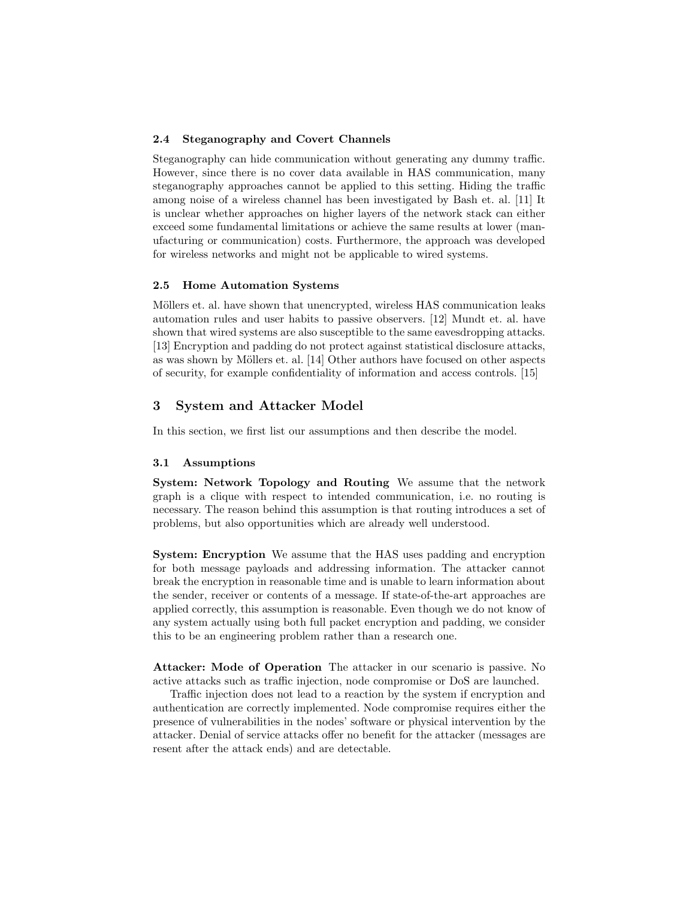### 2.4 Steganography and Covert Channels

Steganography can hide communication without generating any dummy traffic. However, since there is no cover data available in HAS communication, many steganography approaches cannot be applied to this setting. Hiding the traffic among noise of a wireless channel has been investigated by Bash et. al. [11] It is unclear whether approaches on higher layers of the network stack can either exceed some fundamental limitations or achieve the same results at lower (manufacturing or communication) costs. Furthermore, the approach was developed for wireless networks and might not be applicable to wired systems.

### 2.5 Home Automation Systems

Möllers et. al. have shown that unencrypted, wireless HAS communication leaks automation rules and user habits to passive observers. [12] Mundt et. al. have shown that wired systems are also susceptible to the same eavesdropping attacks. [13] Encryption and padding do not protect against statistical disclosure attacks, as was shown by Möllers et. al. [14] Other authors have focused on other aspects of security, for example confidentiality of information and access controls. [15]

## 3 System and Attacker Model

In this section, we first list our assumptions and then describe the model.

### 3.1 Assumptions

**System: Network Topology and Routing** We assume that the network graph is a clique with respect to intended communication, i.e. no routing is necessary. The reason behind this assumption is that routing introduces a set of problems, but also opportunities which are already well understood.

**System: Encryption** We assume that the HAS uses padding and encryption for both message payloads and addressing information. The attacker cannot break the encryption in reasonable time and is unable to learn information about the sender, receiver or contents of a message. If state-of-the-art approaches are applied correctly, this assumption is reasonable. Even though we do not know of any system actually using both full packet encryption and padding, we consider this to be an engineering problem rather than a research one.

**Attacker: Mode of Operation** The attacker in our scenario is passive. No active attacks such as traffic injection, node compromise or DoS are launched.

Traffic injection does not lead to a reaction by the system if encryption and authentication are correctly implemented. Node compromise requires either the presence of vulnerabilities in the nodes' software or physical intervention by the attacker. Denial of service attacks offer no benefit for the attacker (messages are resent after the attack ends) and are detectable.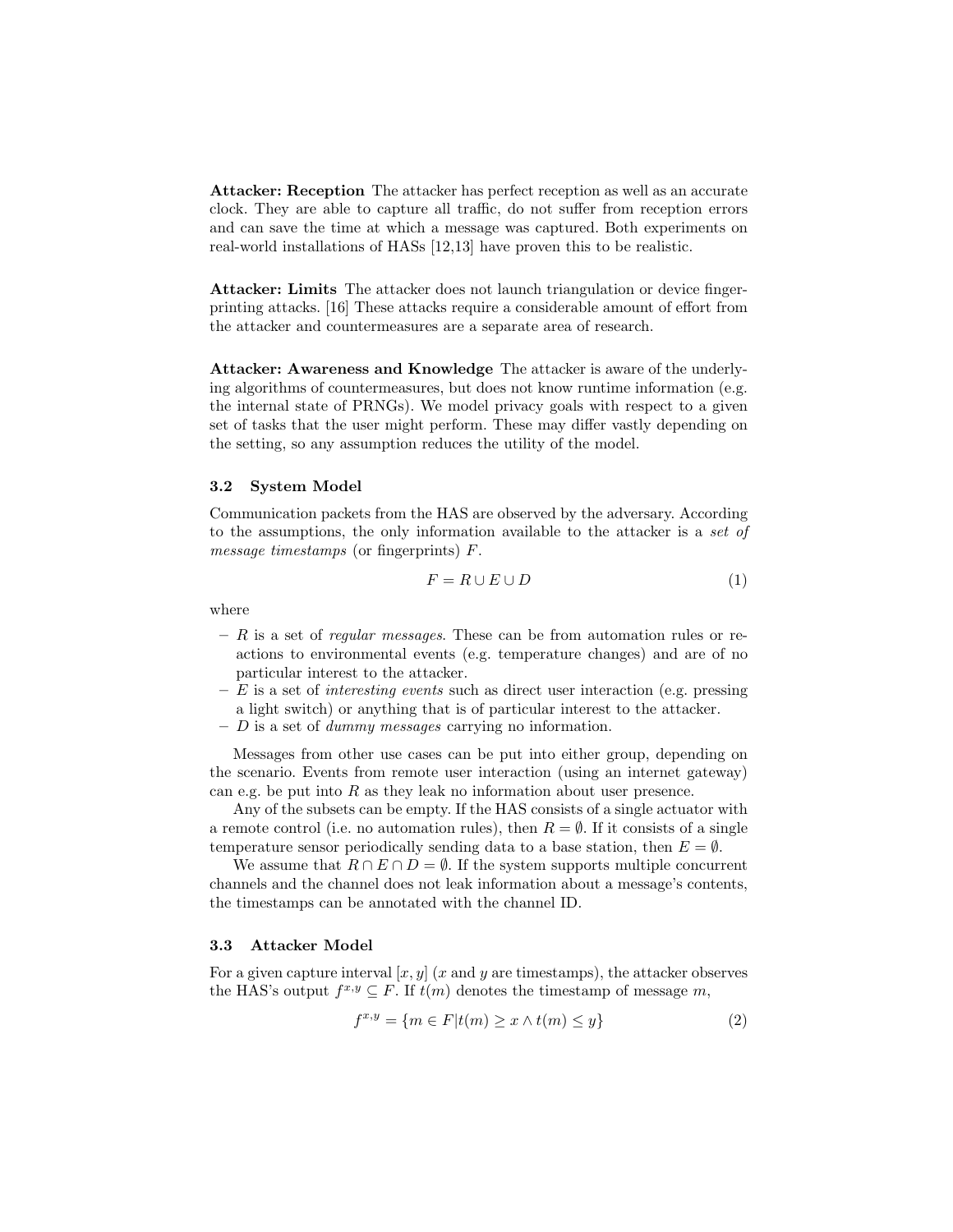**Attacker: Reception** The attacker has perfect reception as well as an accurate clock. They are able to capture all traffic, do not suffer from reception errors and can save the time at which a message was captured. Both experiments on real-world installations of HASs [12,13] have proven this to be realistic.

**Attacker: Limits** The attacker does not launch triangulation or device fingerprinting attacks. [16] These attacks require a considerable amount of effort from the attacker and countermeasures are a separate area of research.

**Attacker: Awareness and Knowledge** The attacker is aware of the underlying algorithms of countermeasures, but does not know runtime information (e.g. the internal state of PRNGs). We model privacy goals with respect to a given set of tasks that the user might perform. These may differ vastly depending on the setting, so any assumption reduces the utility of the model.

### 3.2 System Model

Communication packets from the HAS are observed by the adversary. According to the assumptions, the only information available to the attacker is a *set of message timestamps* (or fingerprints) $F$.

$$F = R \cup E \cup D \tag{1}$$

where

- $R$ is a set of *regular messages*. These can be from automation rules or reactions to environmental events (e.g. temperature changes) and are of no particular interest to the attacker.
- $E$ is a set of *interesting events* such as direct user interaction (e.g. pressing a light switch) or anything that is of particular interest to the attacker.
- $D$ is a set of *dummy messages* carrying no information.

Messages from other use cases can be put into either group, depending on the scenario. Events from remote user interaction (using an internet gateway) can e.g. be put into $R$ as they leak no information about user presence.

Any of the subsets can be empty. If the HAS consists of a single actuator with a remote control (i.e. no automation rules), then $R = \emptyset$. If it consists of a single temperature sensor periodically sending data to a base station, then $E = \emptyset$.

We assume that $R \cap E \cap D = \emptyset$. If the system supports multiple concurrent channels and the channel does not leak information about a message's contents, the timestamps can be annotated with the channel ID.

### 3.3 Attacker Model

For a given capture interval $[x, y]$ ($x$ and $y$ are timestamps), the attacker observes the HAS's output $f^{x,y} \subseteq F$. If $t(m)$ denotes the timestamp of message $m$,

$$f^{x,y} = \{m \in F | t(m) \geq x \wedge t(m) \leq y\} \tag{2}$$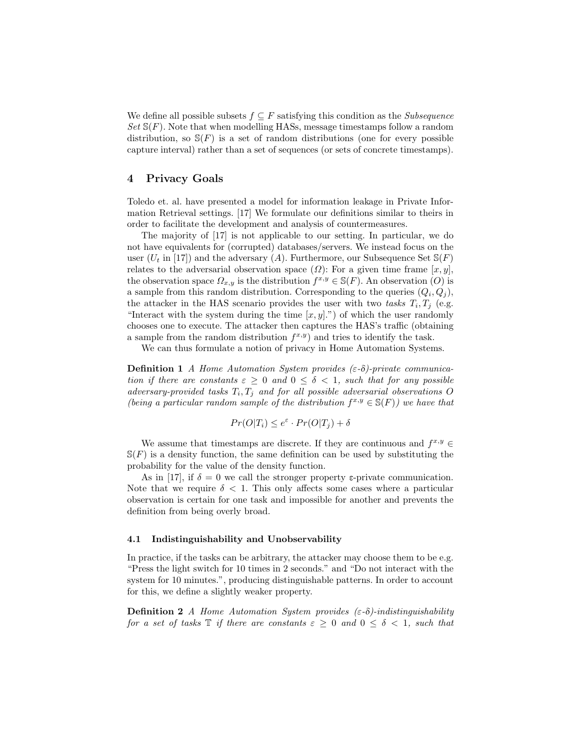We define all possible subsets $f \subseteq F$ satisfying this condition as the *Subsequence Set* $\mathbb{S}(F)$. Note that when modelling HASs, message timestamps follow a random distribution, so $\mathbb{S}(F)$ is a set of random distributions (one for every possible capture interval) rather than a set of sequences (or sets of concrete timestamps).

## 4 Privacy Goals

Toledo et. al. have presented a model for information leakage in Private Information Retrieval settings. [17] We formulate our definitions similar to theirs in order to facilitate the development and analysis of countermeasures.

The majority of [17] is not applicable to our setting. In particular, we do not have equivalents for (corrupted) databases/servers. We instead focus on the user ($U_t$ in [17]) and the adversary ($A$). Furthermore, our Subsequence Set $\mathbb{S}(F)$ relates to the adversarial observation space ($\Omega$): For a given time frame $[x, y]$, the observation space $\Omega_{x,y}$ is the distribution $f^{x,y} \in \mathbb{S}(F)$. An observation ($O$) is a sample from this random distribution. Corresponding to the queries ($Q_i, Q_j$), the attacker in the HAS scenario provides the user with two *tasks* $T_i, T_j$ (e.g. "Interact with the system during the time $[x, y]$.") of which the user randomly chooses one to execute. The attacker then captures the HAS's traffic (obtaining a sample from the random distribution $f^{x,y}$) and tries to identify the task.

We can thus formulate a notion of privacy in Home Automation Systems.

**Definition 1** *A Home Automation System provides ($\varepsilon$-$\delta$)-private communication if there are constants $\varepsilon \geq 0$ and $0 \leq \delta < 1$, such that for any possible adversary-provided tasks $T_i, T_j$ and for all possible adversarial observations $O$ (being a particular random sample of the distribution $f^{x,y} \in \mathbb{S}(F)$) we have that*

$$Pr(O|T_i) \leq e^{\varepsilon} \cdot Pr(O|T_j) + \delta$$

We assume that timestamps are discrete. If they are continuous and $f^{x,y} \in \mathbb{S}(F)$ is a density function, the same definition can be used by substituting the probability for the value of the density function.

As in [17], if $\delta = 0$ we call the stronger property ε-private communication. Note that we require $\delta < 1$. This only affects some cases where a particular observation is certain for one task and impossible for another and prevents the definition from being overly broad.

### 4.1 Indistinguishability and Unobservability

In practice, if the tasks can be arbitrary, the attacker may choose them to be e.g. "Press the light switch for 10 times in 2 seconds." and "Do not interact with the system for 10 minutes.", producing distinguishable patterns. In order to account for this, we define a slightly weaker property.

**Definition 2** *A Home Automation System provides ($\varepsilon$-$\delta$)-indistinguishability for a set of tasks $\mathbb{T}$ if there are constants $\varepsilon \geq 0$ and $0 \leq \delta < 1$, such that*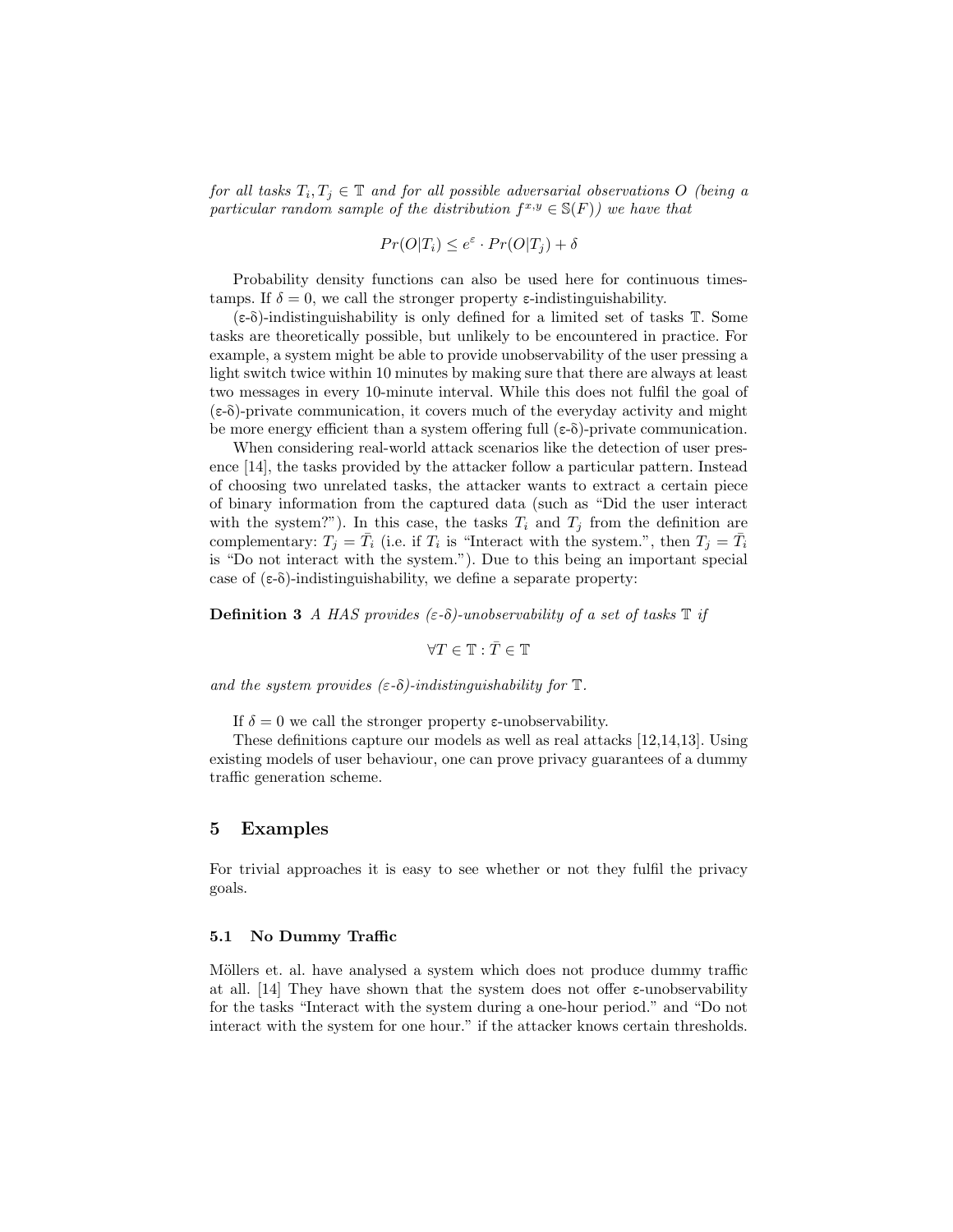*for all tasks $T_i, T_j \in \mathbb{T}$ and for all possible adversarial observations $O$ (being a particular random sample of the distribution $f^{x,y} \in \mathbb{S}(F)$) we have that*

$$Pr(O|T_i) \leq e^{\varepsilon} \cdot Pr(O|T_j) + \delta$$

Probability density functions can also be used here for continuous timestamps. If $\delta = 0$, we call the stronger property ε-indistinguishability.

(ε-δ)-indistinguishability is only defined for a limited set of tasks $\mathbb{T}$. Some tasks are theoretically possible, but unlikely to be encountered in practice. For example, a system might be able to provide unobservability of the user pressing a light switch twice within 10 minutes by making sure that there are always at least two messages in every 10-minute interval. While this does not fulfil the goal of (ε-δ)-private communication, it covers much of the everyday activity and might be more energy efficient than a system offering full (ε-δ)-private communication.

When considering real-world attack scenarios like the detection of user presence [14], the tasks provided by the attacker follow a particular pattern. Instead of choosing two unrelated tasks, the attacker wants to extract a certain piece of binary information from the captured data (such as "Did the user interact with the system?"). In this case, the tasks $T_i$ and $T_j$ from the definition are complementary: $T_j = \bar{T}_i$ (i.e. if $T_i$ is "Interact with the system.", then $T_j = \bar{T}_i$ is "Do not interact with the system."). Due to this being an important special case of (ε-δ)-indistinguishability, we define a separate property:

**Definition 3** *A HAS provides ($\varepsilon$-$\delta$)-unobservability of a set of tasks $\mathbb{T}$ if*

$$\forall T \in \mathbb{T} : \bar{T} \in \mathbb{T}$$

*and the system provides ($\varepsilon$-$\delta$)-indistinguishability for $\mathbb{T}$.*

If $\delta = 0$ we call the stronger property ε-unobservability.

These definitions capture our models as well as real attacks [12,14,13]. Using existing models of user behaviour, one can prove privacy guarantees of a dummy traffic generation scheme.

## 5 Examples

For trivial approaches it is easy to see whether or not they fulfil the privacy goals.

### 5.1 No Dummy Traffic

Möllers et. al. have analysed a system which does not produce dummy traffic at all. [14] They have shown that the system does not offer ε-unobservability for the tasks "Interact with the system during a one-hour period." and "Do not interact with the system for one hour." if the attacker knows certain thresholds.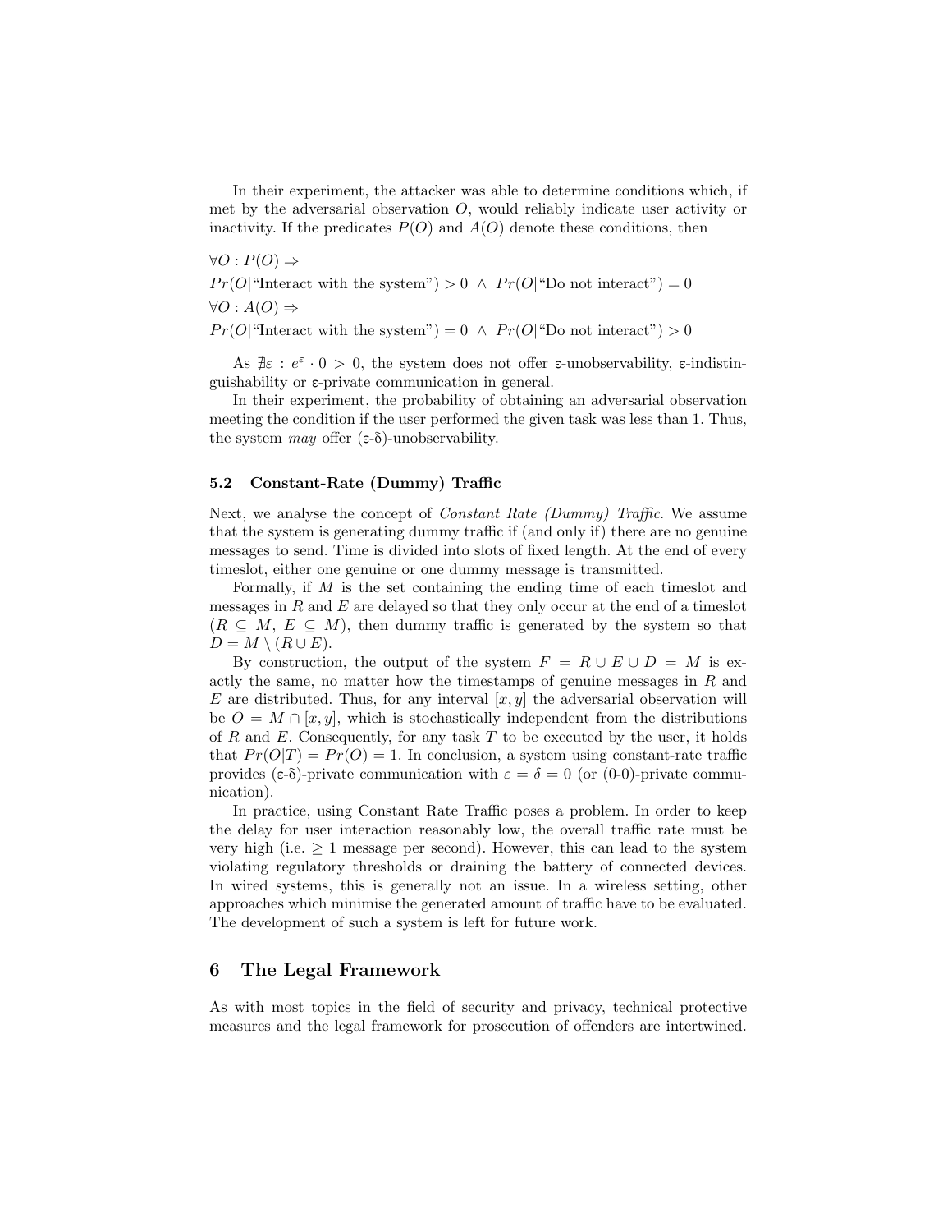In their experiment, the attacker was able to determine conditions which, if met by the adversarial observation $O$, would reliably indicate user activity or inactivity. If the predicates $P(O)$ and $A(O)$ denote these conditions, then

$\forall O : P(O) \Rightarrow$

$Pr(O|\text{"Interact with the system"}) > 0 \ \wedge \ Pr(O|\text{"Do not interact"}) = 0$

$\forall O : A(O) \Rightarrow$

$Pr(O|\text{"Interact with the system"}) = 0 \ \wedge \ Pr(O|\text{"Do not interact"}) > 0$

As $\nexists \varepsilon : e^{\varepsilon} \cdot 0 > 0$, the system does not offer ε-unobservability, ε-indistinguishability or ε-private communication in general.

In their experiment, the probability of obtaining an adversarial observation meeting the condition if the user performed the given task was less than 1. Thus, the system *may* offer (ε-δ)-unobservability.

### 5.2 Constant-Rate (Dummy) Traffic

Next, we analyse the concept of *Constant Rate (Dummy) Traffic*. We assume that the system is generating dummy traffic if (and only if) there are no genuine messages to send. Time is divided into slots of fixed length. At the end of every timeslot, either one genuine or one dummy message is transmitted.

Formally, if $M$ is the set containing the ending time of each timeslot and messages in $R$ and $E$ are delayed so that they only occur at the end of a timeslot ($R \subseteq M$, $E \subseteq M$), then dummy traffic is generated by the system so that $D = M \setminus (R \cup E)$.

By construction, the output of the system $F = R \cup E \cup D = M$ is exactly the same, no matter how the timestamps of genuine messages in $R$ and $E$ are distributed. Thus, for any interval $[x, y]$ the adversarial observation will be $O = M \cap [x, y]$, which is stochastically independent from the distributions of $R$ and $E$. Consequently, for any task $T$ to be executed by the user, it holds that $Pr(O|T) = Pr(O) = 1$. In conclusion, a system using constant-rate traffic provides (ε-δ)-private communication with $\varepsilon = \delta = 0$ (or (0-0)-private communication).

In practice, using Constant Rate Traffic poses a problem. In order to keep the delay for user interaction reasonably low, the overall traffic rate must be very high (i.e. $\geq 1$ message per second). However, this can lead to the system violating regulatory thresholds or draining the battery of connected devices. In wired systems, this is generally not an issue. In a wireless setting, other approaches which minimise the generated amount of traffic have to be evaluated. The development of such a system is left for future work.

## 6 The Legal Framework

As with most topics in the field of security and privacy, technical protective measures and the legal framework for prosecution of offenders are intertwined.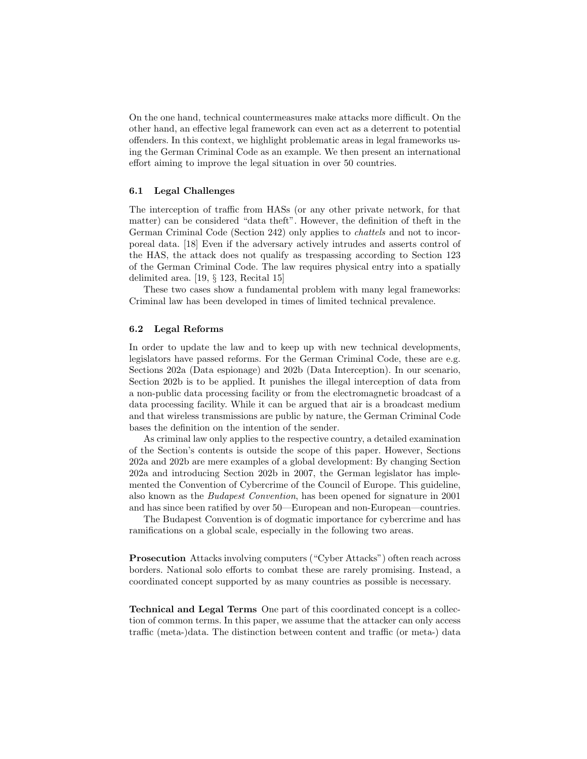On the one hand, technical countermeasures make attacks more difficult. On the other hand, an effective legal framework can even act as a deterrent to potential offenders. In this context, we highlight problematic areas in legal frameworks using the German Criminal Code as an example. We then present an international effort aiming to improve the legal situation in over 50 countries.

### 6.1 Legal Challenges

The interception of traffic from HASs (or any other private network, for that matter) can be considered "data theft". However, the definition of theft in the German Criminal Code (Section 242) only applies to *chattels* and not to incorporeal data. [18] Even if the adversary actively intrudes and asserts control of the HAS, the attack does not qualify as trespassing according to Section 123 of the German Criminal Code. The law requires physical entry into a spatially delimited area. [19, § 123, Recital 15]

These two cases show a fundamental problem with many legal frameworks: Criminal law has been developed in times of limited technical prevalence.

### 6.2 Legal Reforms

In order to update the law and to keep up with new technical developments, legislators have passed reforms. For the German Criminal Code, these are e.g. Sections 202a (Data espionage) and 202b (Data Interception). In our scenario, Section 202b is to be applied. It punishes the illegal interception of data from a non-public data processing facility or from the electromagnetic broadcast of a data processing facility. While it can be argued that air is a broadcast medium and that wireless transmissions are public by nature, the German Criminal Code bases the definition on the intention of the sender.

As criminal law only applies to the respective country, a detailed examination of the Section's contents is outside the scope of this paper. However, Sections 202a and 202b are mere examples of a global development: By changing Section 202a and introducing Section 202b in 2007, the German legislator has implemented the Convention of Cybercrime of the Council of Europe. This guideline, also known as the *Budapest Convention*, has been opened for signature in 2001 and has since been ratified by over 50—European and non-European—countries.

The Budapest Convention is of dogmatic importance for cybercrime and has ramifications on a global scale, especially in the following two areas.

**Prosecution** Attacks involving computers ("Cyber Attacks") often reach across borders. National solo efforts to combat these are rarely promising. Instead, a coordinated concept supported by as many countries as possible is necessary.

**Technical and Legal Terms** One part of this coordinated concept is a collection of common terms. In this paper, we assume that the attacker can only access traffic (meta-)data. The distinction between content and traffic (or meta-) data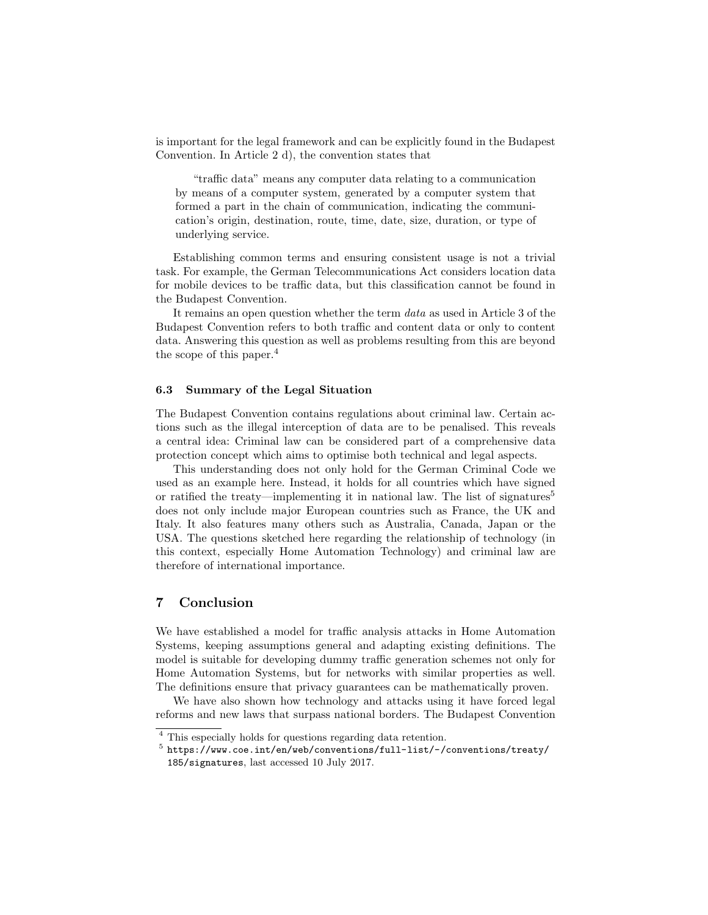is important for the legal framework and can be explicitly found in the Budapest Convention. In Article 2 d), the convention states that

> "traffic data" means any computer data relating to a communication by means of a computer system, generated by a computer system that formed a part in the chain of communication, indicating the communication's origin, destination, route, time, date, size, duration, or type of underlying service.

Establishing common terms and ensuring consistent usage is not a trivial task. For example, the German Telecommunications Act considers location data for mobile devices to be traffic data, but this classification cannot be found in the Budapest Convention.

It remains an open question whether the term *data* as used in Article 3 of the Budapest Convention refers to both traffic and content data or only to content data. Answering this question as well as problems resulting from this are beyond the scope of this paper.[4]

### 6.3 Summary of the Legal Situation

The Budapest Convention contains regulations about criminal law. Certain actions such as the illegal interception of data are to be penalised. This reveals a central idea: Criminal law can be considered part of a comprehensive data protection concept which aims to optimise both technical and legal aspects.

This understanding does not only hold for the German Criminal Code we used as an example here. Instead, it holds for all countries which have signed or ratified the treaty—implementing it in national law. The list of signatures[5] does not only include major European countries such as France, the UK and Italy. It also features many others such as Australia, Canada, Japan or the USA. The questions sketched here regarding the relationship of technology (in this context, especially Home Automation Technology) and criminal law are therefore of international importance.

## 7 Conclusion

We have established a model for traffic analysis attacks in Home Automation Systems, keeping assumptions general and adapting existing definitions. The model is suitable for developing dummy traffic generation schemes not only for Home Automation Systems, but for networks with similar properties as well. The definitions ensure that privacy guarantees can be mathematically proven.

We have also shown how technology and attacks using it have forced legal reforms and new laws that surpass national borders. The Budapest Convention

---

[4] This especially holds for questions regarding data retention.

[5] `https://www.coe.int/en/web/conventions/full-list/-/conventions/treaty/185/signatures`, last accessed 10 July 2017.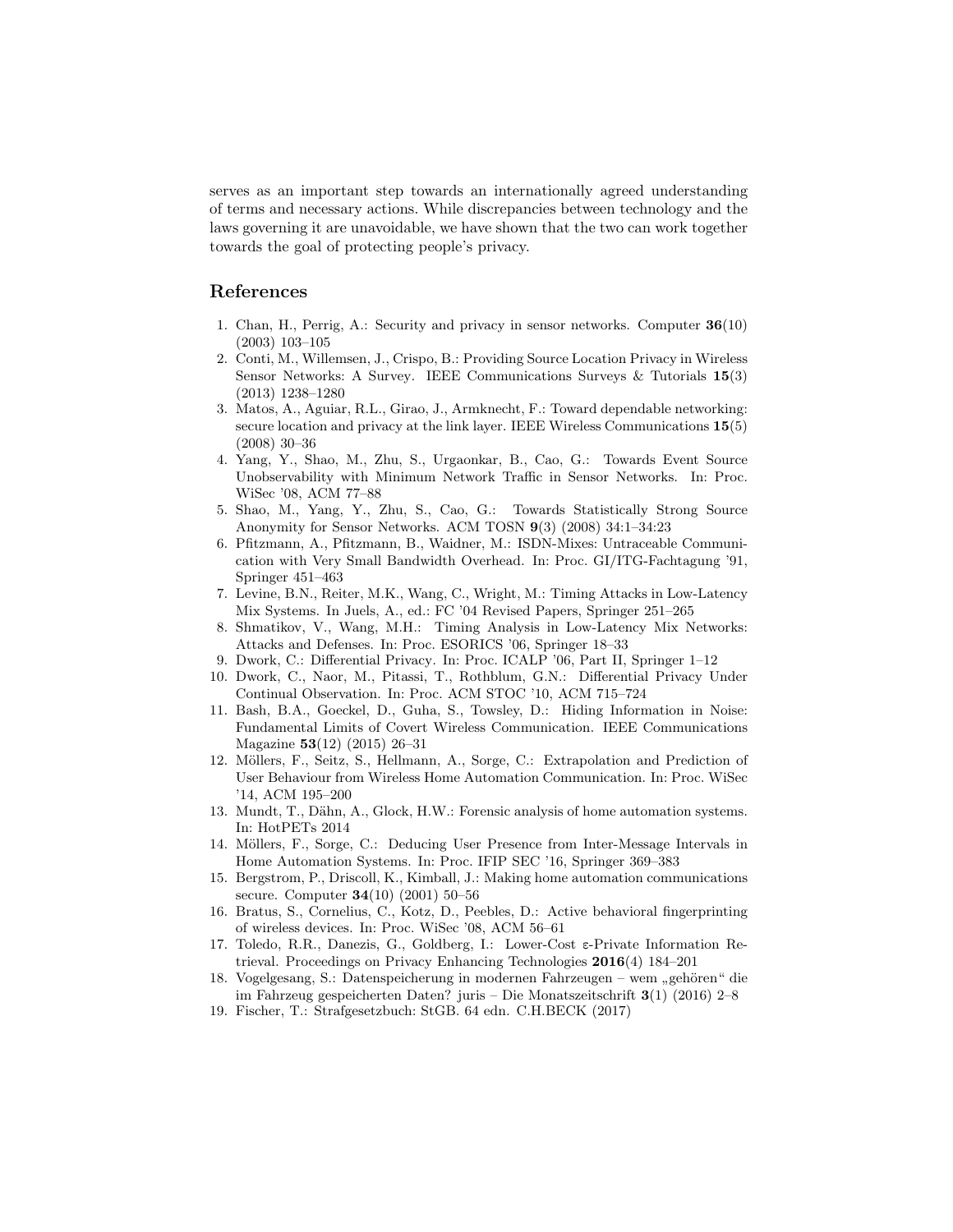serves as an important step towards an internationally agreed understanding of terms and necessary actions. While discrepancies between technology and the laws governing it are unavoidable, we have shown that the two can work together towards the goal of protecting people's privacy.

## References

1. Chan, H., Perrig, A.: Security and privacy in sensor networks. Computer **36**(10) (2003) 103–105
2. Conti, M., Willemsen, J., Crispo, B.: Providing Source Location Privacy in Wireless Sensor Networks: A Survey. IEEE Communications Surveys & Tutorials **15**(3) (2013) 1238–1280
3. Matos, A., Aguiar, R.L., Girao, J., Armknecht, F.: Toward dependable networking: secure location and privacy at the link layer. IEEE Wireless Communications **15**(5) (2008) 30–36
4. Yang, Y., Shao, M., Zhu, S., Urgaonkar, B., Cao, G.: Towards Event Source Unobservability with Minimum Network Traffic in Sensor Networks. In: Proc. WiSec '08, ACM 77–88
5. Shao, M., Yang, Y., Zhu, S., Cao, G.: Towards Statistically Strong Source Anonymity for Sensor Networks. ACM TOSN **9**(3) (2008) 34:1–34:23
6. Pfitzmann, A., Pfitzmann, B., Waidner, M.: ISDN-Mixes: Untraceable Communication with Very Small Bandwidth Overhead. In: Proc. GI/ITG-Fachtagung '91, Springer 451–463
7. Levine, B.N., Reiter, M.K., Wang, C., Wright, M.: Timing Attacks in Low-Latency Mix Systems. In Juels, A., ed.: FC '04 Revised Papers, Springer 251–265
8. Shmatikov, V., Wang, M.H.: Timing Analysis in Low-Latency Mix Networks: Attacks and Defenses. In: Proc. ESORICS '06, Springer 18–33
9. Dwork, C.: Differential Privacy. In: Proc. ICALP '06, Part II, Springer 1–12
10. Dwork, C., Naor, M., Pitassi, T., Rothblum, G.N.: Differential Privacy Under Continual Observation. In: Proc. ACM STOC '10, ACM 715–724
11. Bash, B.A., Goeckel, D., Guha, S., Towsley, D.: Hiding Information in Noise: Fundamental Limits of Covert Wireless Communication. IEEE Communications Magazine **53**(12) (2015) 26–31
12. Möllers, F., Seitz, S., Hellmann, A., Sorge, C.: Extrapolation and Prediction of User Behaviour from Wireless Home Automation Communication. In: Proc. WiSec '14, ACM 195–200
13. Mundt, T., Dähn, A., Glock, H.W.: Forensic analysis of home automation systems. In: HotPETs 2014
14. Möllers, F., Sorge, C.: Deducing User Presence from Inter-Message Intervals in Home Automation Systems. In: Proc. IFIP SEC '16, Springer 369–383
15. Bergstrom, P., Driscoll, K., Kimball, J.: Making home automation communications secure. Computer **34**(10) (2001) 50–56
16. Bratus, S., Cornelius, C., Kotz, D., Peebles, D.: Active behavioral fingerprinting of wireless devices. In: Proc. WiSec '08, ACM 56–61
17. Toledo, R.R., Danezis, G., Goldberg, I.: Lower-Cost ε-Private Information Retrieval. Proceedings on Privacy Enhancing Technologies **2016**(4) 184–201
18. Vogelgesang, S.: Datenspeicherung in modernen Fahrzeugen – wem „gehören" die im Fahrzeug gespeicherten Daten? juris – Die Monatszeitschrift **3**(1) (2016) 2–8
19. Fischer, T.: Strafgesetzbuch: StGB. 64 edn. C.H.BECK (2017)